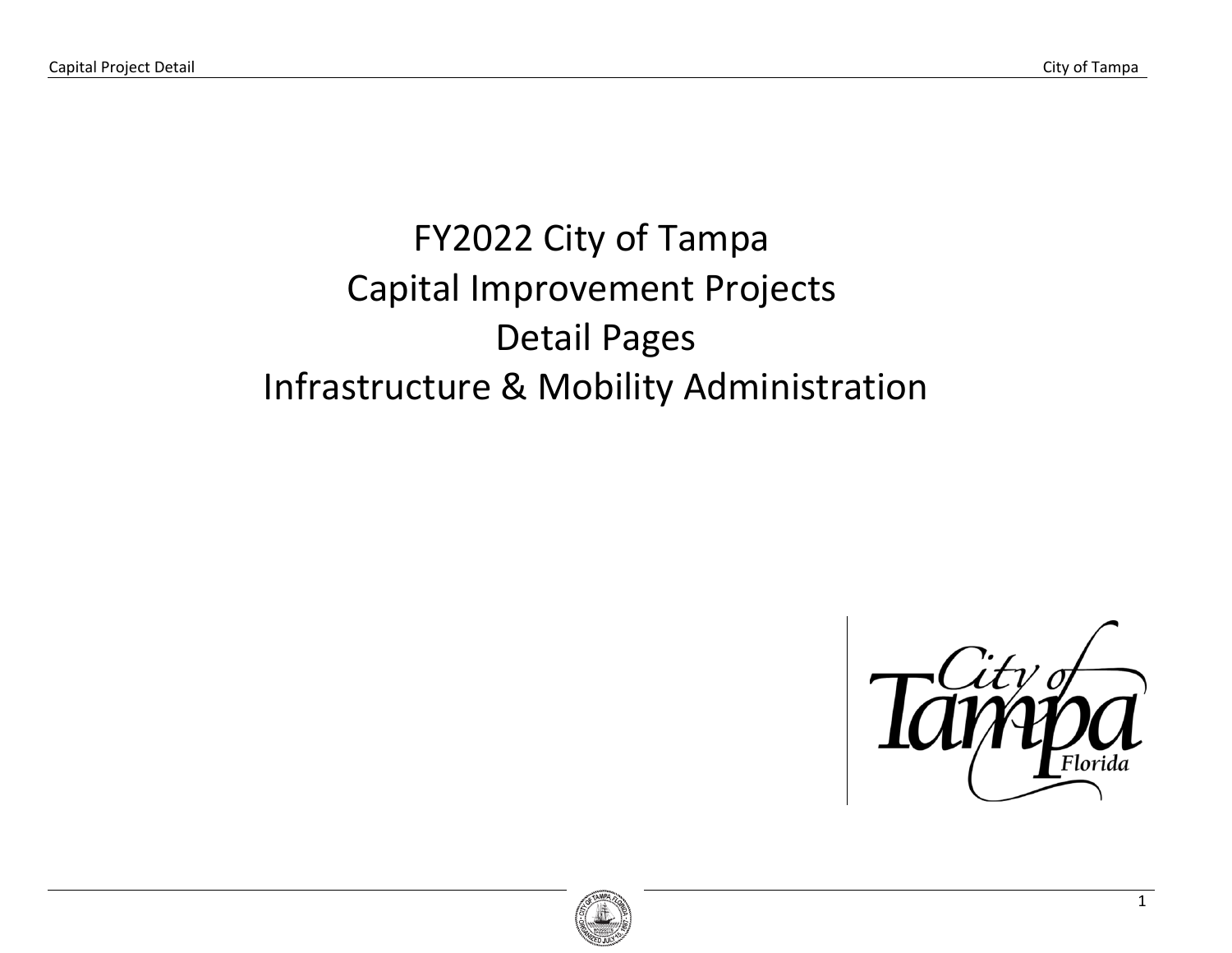# FY2022 City of Tampa
# Capital Improvement Projects
# Detail Pages
# Infrastructure & Mobility Administration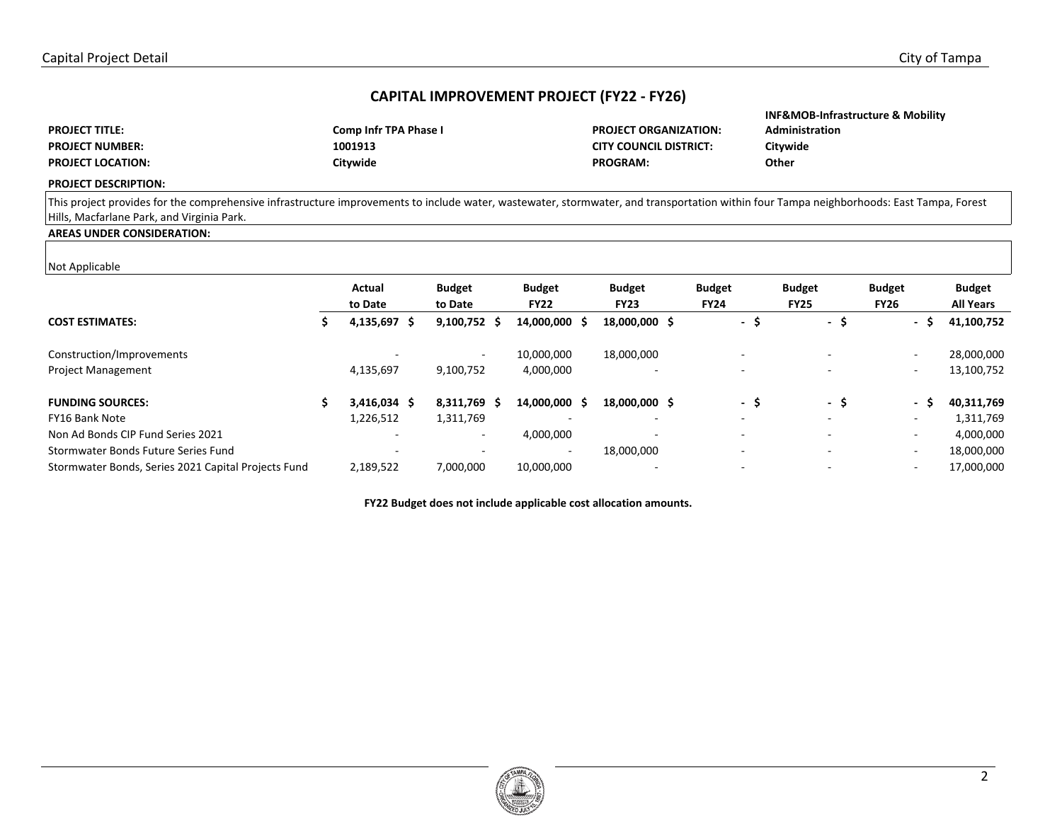## CAPITAL IMPROVEMENT PROJECT (FY22 - FY26)

| | | | |
|---|---|---|---|
| **PROJECT TITLE:** | **Comp Infr TPA Phase I** | **PROJECT ORGANIZATION:** | **INF&MOB-Infrastructure & Mobility Administration** |
| **PROJECT NUMBER:** | **1001913** | **CITY COUNCIL DISTRICT:** | **Citywide** |
| **PROJECT LOCATION:** | **Citywide** | **PROGRAM:** | **Other** |

**PROJECT DESCRIPTION:**

This project provides for the comprehensive infrastructure improvements to include water, wastewater, stormwater, and transportation within four Tampa neighborhoods: East Tampa, Forest Hills, Macfarlane Park, and Virginia Park.

**AREAS UNDER CONSIDERATION:**

Not Applicable

| | Actual to Date | Budget to Date | Budget FY22 | Budget FY23 | Budget FY24 | Budget FY25 | Budget FY26 | Budget All Years |
|---|---|---|---|---|---|---|---|---|
| **COST ESTIMATES:** | **$ 4,135,697** | **$ 9,100,752** | **$ 14,000,000** | **$ 18,000,000** | **$ -** | **$ -** | **$ -** | **$ 41,100,752** |
| Construction/Improvements | - | - | 10,000,000 | 18,000,000 | - | - | - | 28,000,000 |
| Project Management | 4,135,697 | 9,100,752 | 4,000,000 | - | - | - | - | 13,100,752 |
| **FUNDING SOURCES:** | **$ 3,416,034** | **$ 8,311,769** | **$ 14,000,000** | **$ 18,000,000** | **$ -** | **$ -** | **$ -** | **$ 40,311,769** |
| FY16 Bank Note | 1,226,512 | 1,311,769 | - | - | - | - | - | 1,311,769 |
| Non Ad Bonds CIP Fund Series 2021 | - | - | 4,000,000 | - | - | - | - | 4,000,000 |
| Stormwater Bonds Future Series Fund | - | - | - | 18,000,000 | - | - | - | 18,000,000 |
| Stormwater Bonds, Series 2021 Capital Projects Fund | 2,189,522 | 7,000,000 | 10,000,000 | - | - | - | - | 17,000,000 |

**FY22 Budget does not include applicable cost allocation amounts.**